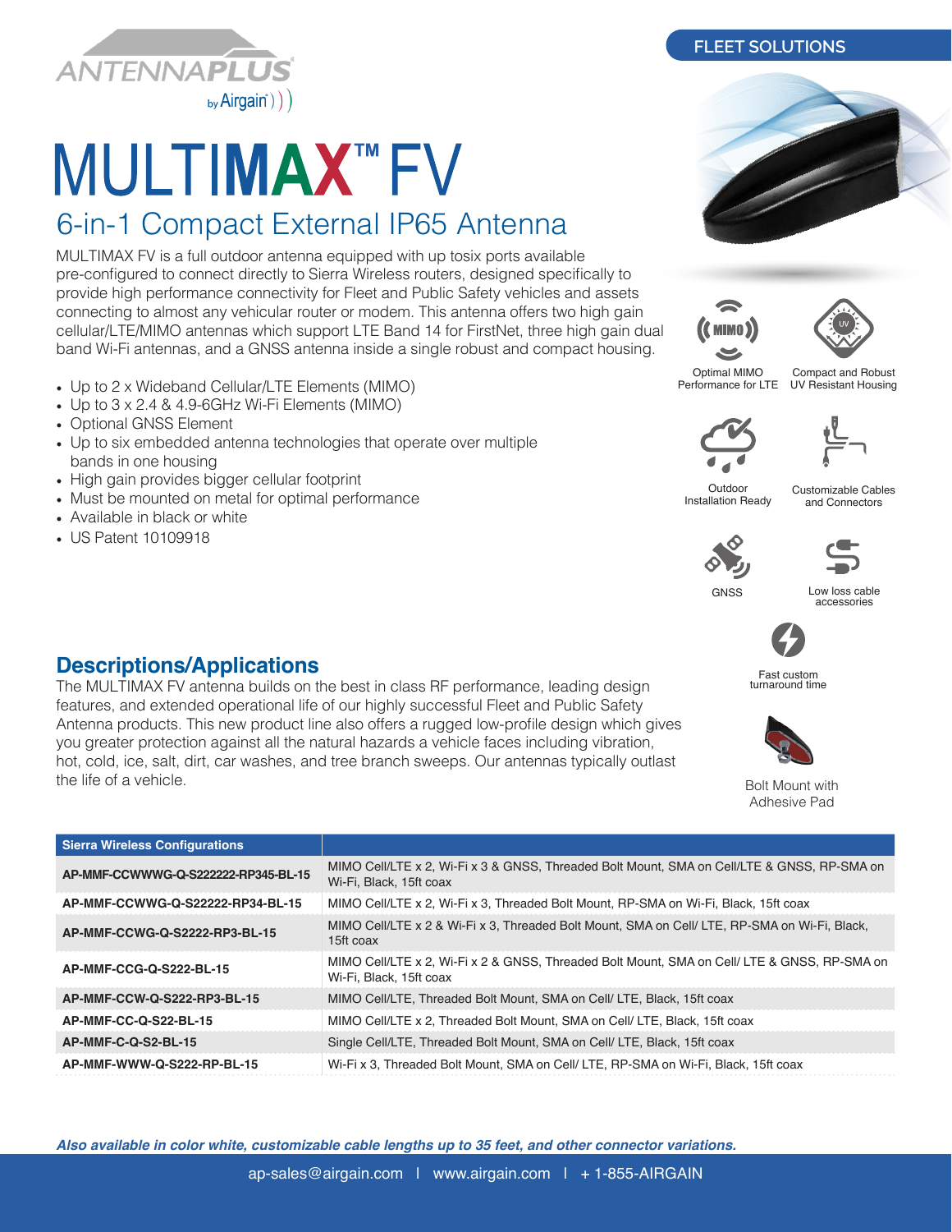FLEET SOLUTIONS

# MULTIMAX™ FV

## 6-in-1 Compact External IP65 Antenna

MULTIMAX FV is a full outdoor antenna equipped with up tosix ports available pre-configured to connect directly to Sierra Wireless routers, designed specifically to provide high performance connectivity for Fleet and Public Safety vehicles and assets connecting to almost any vehicular router or modem. This antenna offers two high gain cellular/LTE/MIMO antennas which support LTE Band 14 for FirstNet, three high gain dual band Wi-Fi antennas, and a GNSS antenna inside a single robust and compact housing.

- Up to 2 x Wideband Cellular/LTE Elements (MIMO)
- Up to 3 x 2.4 & 4.9-6GHz Wi-Fi Elements (MIMO)
- Optional GNSS Element
- Up to six embedded antenna technologies that operate over multiple bands in one housing
- High gain provides bigger cellular footprint
- Must be mounted on metal for optimal performance
- Available in black or white
- US Patent 10109918

Optimal MIMO Performance for LTE

Compact and Robust UV Resistant Housing

Outdoor Installation Ready

Customizable Cables and Connectors

GNSS

Low loss cable accessories

Fast custom turnaround time

Bolt Mount with Adhesive Pad

## Descriptions/Applications

The MULTIMAX FV antenna builds on the best in class RF performance, leading design features, and extended operational life of our highly successful Fleet and Public Safety Antenna products. This new product line also offers a rugged low-profile design which gives you greater protection against all the natural hazards a vehicle faces including vibration, hot, cold, ice, salt, dirt, car washes, and tree branch sweeps. Our antennas typically outlast the life of a vehicle.

| Sierra Wireless Configurations | |
|---|---|
| AP-MMF-CCWWWG-Q-S222222-RP345-BL-15 | MIMO Cell/LTE x 2, Wi-Fi x 3 & GNSS, Threaded Bolt Mount, SMA on Cell/LTE & GNSS, RP-SMA on Wi-Fi, Black, 15ft coax |
| AP-MMF-CCWWG-Q-S22222-RP34-BL-15 | MIMO Cell/LTE x 2, Wi-Fi x 3, Threaded Bolt Mount, RP-SMA on Wi-Fi, Black, 15ft coax |
| AP-MMF-CCWG-Q-S2222-RP3-BL-15 | MIMO Cell/LTE x 2 & Wi-Fi x 3, Threaded Bolt Mount, SMA on Cell/ LTE, RP-SMA on Wi-Fi, Black, 15ft coax |
| AP-MMF-CCG-Q-S222-BL-15 | MIMO Cell/LTE x 2, Wi-Fi x 2 & GNSS, Threaded Bolt Mount, SMA on Cell/ LTE & GNSS, RP-SMA on Wi-Fi, Black, 15ft coax |
| AP-MMF-CCW-Q-S222-RP3-BL-15 | MIMO Cell/LTE, Threaded Bolt Mount, SMA on Cell/ LTE, Black, 15ft coax |
| AP-MMF-CC-Q-S22-BL-15 | MIMO Cell/LTE x 2, Threaded Bolt Mount, SMA on Cell/ LTE, Black, 15ft coax |
| AP-MMF-C-Q-S2-BL-15 | Single Cell/LTE, Threaded Bolt Mount, SMA on Cell/ LTE, Black, 15ft coax |
| AP-MMF-WWW-Q-S222-RP-BL-15 | Wi-Fi x 3, Threaded Bolt Mount, SMA on Cell/ LTE, RP-SMA on Wi-Fi, Black, 15ft coax |

***Also available in color white, customizable cable lengths up to 35 feet, and other connector variations.***

ap-sales@airgain.com | www.airgain.com | + 1-855-AIRGAIN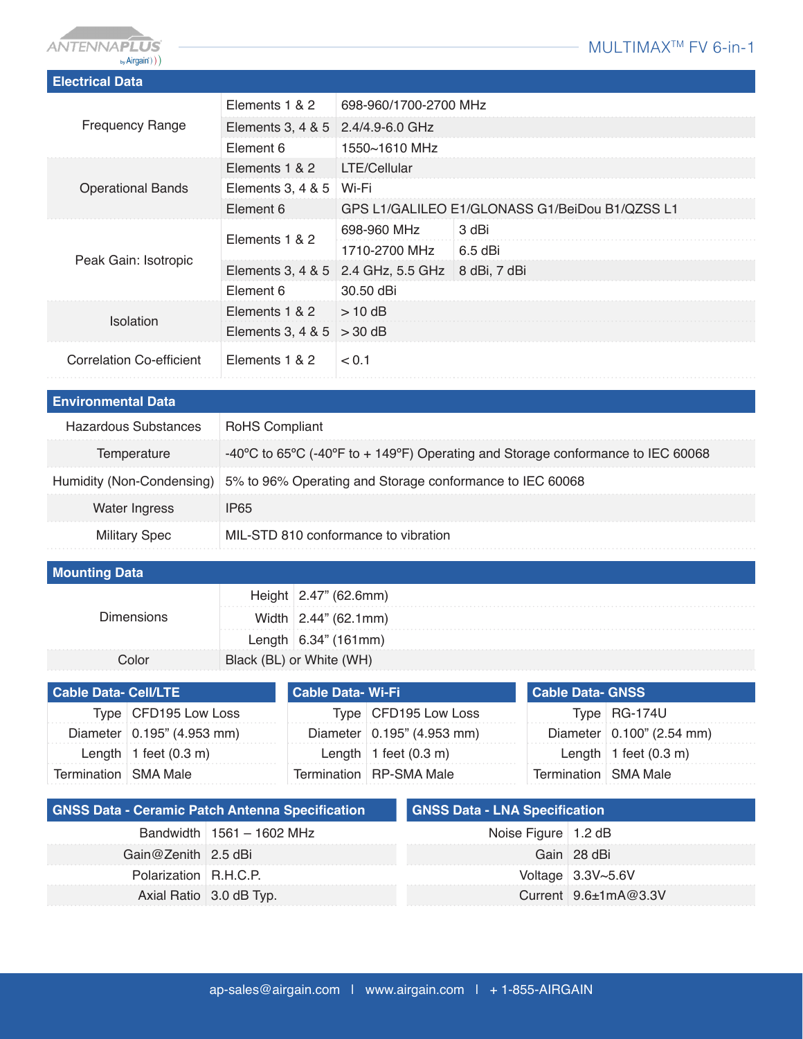## Electrical Data

| | | | |
|---|---|---|---|
| Frequency Range | Elements 1 & 2 | 698-960/1700-2700 MHz | |
| | Elements 3, 4 & 5 | 2.4/4.9-6.0 GHz | |
| | Element 6 | 1550~1610 MHz | |
| Operational Bands | Elements 1 & 2 | LTE/Cellular | |
| | Elements 3, 4 & 5 | Wi-Fi | |
| | Element 6 | GPS L1/GALILEO E1/GLONASS G1/BeiDou B1/QZSS L1 | |
| Peak Gain: Isotropic | Elements 1 & 2 | 698-960 MHz | 3 dBi |
| | | 1710-2700 MHz | 6.5 dBi |
| | Elements 3, 4 & 5 | 2.4 GHz, 5.5 GHz | 8 dBi, 7 dBi |
| | Element 6 | 30.50 dBi | |
| Isolation | Elements 1 & 2 | > 10 dB | |
| | Elements 3, 4 & 5 | > 30 dB | |
| Correlation Co-efficient | Elements 1 & 2 | < 0.1 | |

## Environmental Data

| | |
|---|---|
| Hazardous Substances | RoHS Compliant |
| Temperature | -40°C to 65°C (-40°F to + 149°F) Operating and Storage conformance to IEC 60068 |
| Humidity (Non-Condensing) | 5% to 96% Operating and Storage conformance to IEC 60068 |
| Water Ingress | IP65 |
| Military Spec | MIL-STD 810 conformance to vibration |

## Mounting Data

| | | |
|---|---|---|
| Dimensions | Height | 2.47" (62.6mm) |
| | Width | 2.44" (62.1mm) |
| | Length | 6.34" (161mm) |
| Color | Black (BL) or White (WH) | |

## Cable Data- Cell/LTE

| | |
|---|---|
| Type | CFD195 Low Loss |
| Diameter | 0.195" (4.953 mm) |
| Length | 1 feet (0.3 m) |
| Termination | SMA Male |

## Cable Data- Wi-Fi

| | |
|---|---|
| Type | CFD195 Low Loss |
| Diameter | 0.195" (4.953 mm) |
| Length | 1 feet (0.3 m) |
| Termination | RP-SMA Male |

## Cable Data- GNSS

| | |
|---|---|
| Type | RG-174U |
| Diameter | 0.100" (2.54 mm) |
| Length | 1 feet (0.3 m) |
| Termination | SMA Male |

## GNSS Data - Ceramic Patch Antenna Specification

| | |
|---|---|
| Bandwidth | 1561 – 1602 MHz |
| Gain@Zenith | 2.5 dBi |
| Polarization | R.H.C.P. |
| Axial Ratio | 3.0 dB Typ. |

## GNSS Data - LNA Specification

| | |
|---|---|
| Noise Figure | 1.2 dB |
| Gain | 28 dBi |
| Voltage | 3.3V~5.6V |
| Current | 9.6±1mA@3.3V |

ap-sales@airgain.com | www.airgain.com | + 1-855-AIRGAIN